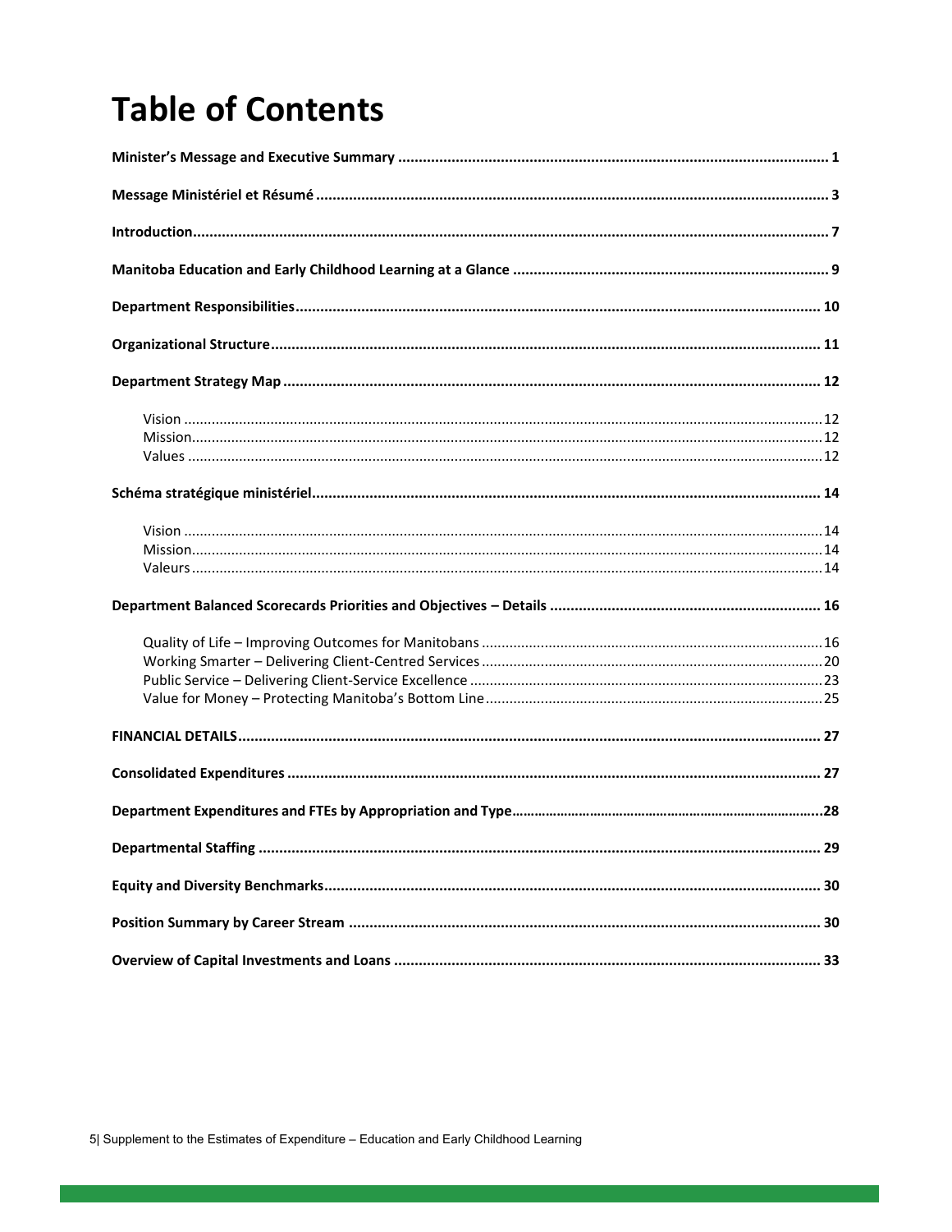# Table of Contents

**Minister's Message and Executive Summary ..... 1**

**Message Ministériel et Résumé ..... 3**

**Introduction ..... 7**

**Manitoba Education and Early Childhood Learning at a Glance ..... 9**

**Department Responsibilities ..... 10**

**Organizational Structure ..... 11**

**Department Strategy Map ..... 12**

- Vision ..... 12
- Mission ..... 12
- Values ..... 12

**Schéma stratégique ministériel ..... 14**

- Vision ..... 14
- Mission ..... 14
- Valeurs ..... 14

**Department Balanced Scorecards Priorities and Objectives – Details ..... 16**

- Quality of Life – Improving Outcomes for Manitobans ..... 16
- Working Smarter – Delivering Client-Centred Services ..... 20
- Public Service – Delivering Client-Service Excellence ..... 23
- Value for Money – Protecting Manitoba's Bottom Line ..... 25

**FINANCIAL DETAILS ..... 27**

**Consolidated Expenditures ..... 27**

**Department Expenditures and FTEs by Appropriation and Type ..... 28**

**Departmental Staffing ..... 29**

**Equity and Diversity Benchmarks ..... 30**

**Position Summary by Career Stream ..... 30**

**Overview of Capital Investments and Loans ..... 33**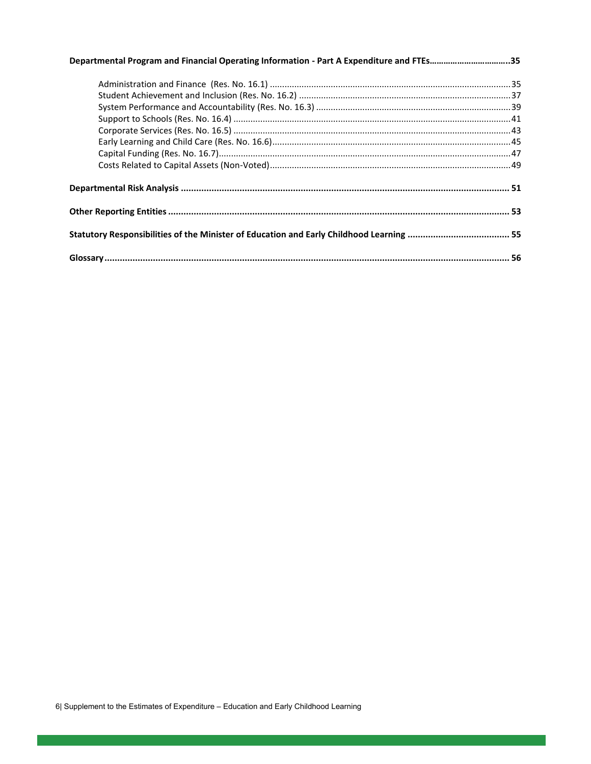**Departmental Program and Financial Operating Information - Part A Expenditure and FTEs……………………………..35**

- Administration and Finance (Res. No. 16.1) ......................................................................................35
- Student Achievement and Inclusion (Res. No. 16.2) ..........................................................................37
- System Performance and Accountability (Res. No. 16.3) ..................................................................39
- Support to Schools (Res. No. 16.4) ....................................................................................................41
- Corporate Services (Res. No. 16.5) ....................................................................................................43
- Early Learning and Child Care (Res. No. 16.6).....................................................................................45
- Capital Funding (Res. No. 16.7)..........................................................................................................47
- Costs Related to Capital Assets (Non-Voted)......................................................................................49

**Departmental Risk Analysis ............................................................................................................... 51**

**Other Reporting Entities .................................................................................................................... 53**

**Statutory Responsibilities of the Minister of Education and Early Childhood Learning ....................................... 55**

**Glossary ............................................................................................................................................ 56**